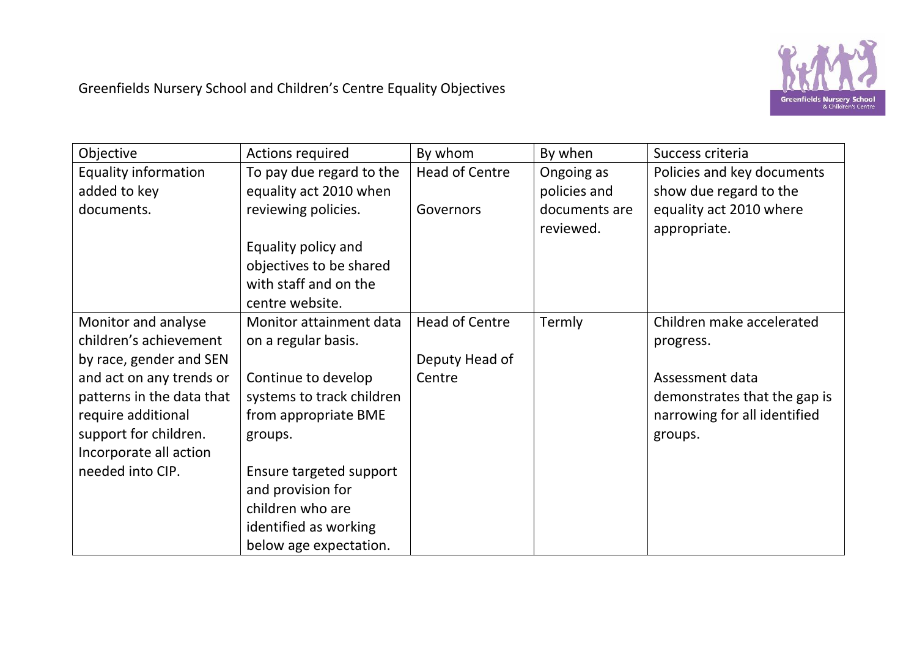# Greenfields Nursery School and Children's Centre Equality Objectives

| Objective | Actions required | By whom | By when | Success criteria |
| --- | --- | --- | --- | --- |
| Equality information added to key documents. | To pay due regard to the equality act 2010 when reviewing policies.<br><br>Equality policy and objectives to be shared with staff and on the centre website. | Head of Centre<br><br>Governors | Ongoing as policies and documents are reviewed. | Policies and key documents show due regard to the equality act 2010 where appropriate. |
| Monitor and analyse children's achievement by race, gender and SEN and act on any trends or patterns in the data that require additional support for children. Incorporate all action needed into CIP. | Monitor attainment data on a regular basis.<br><br>Continue to develop systems to track children from appropriate BME groups.<br><br>Ensure targeted support and provision for children who are identified as working below age expectation. | Head of Centre<br><br>Deputy Head of Centre | Termly | Children make accelerated progress.<br><br>Assessment data demonstrates that the gap is narrowing for all identified groups. |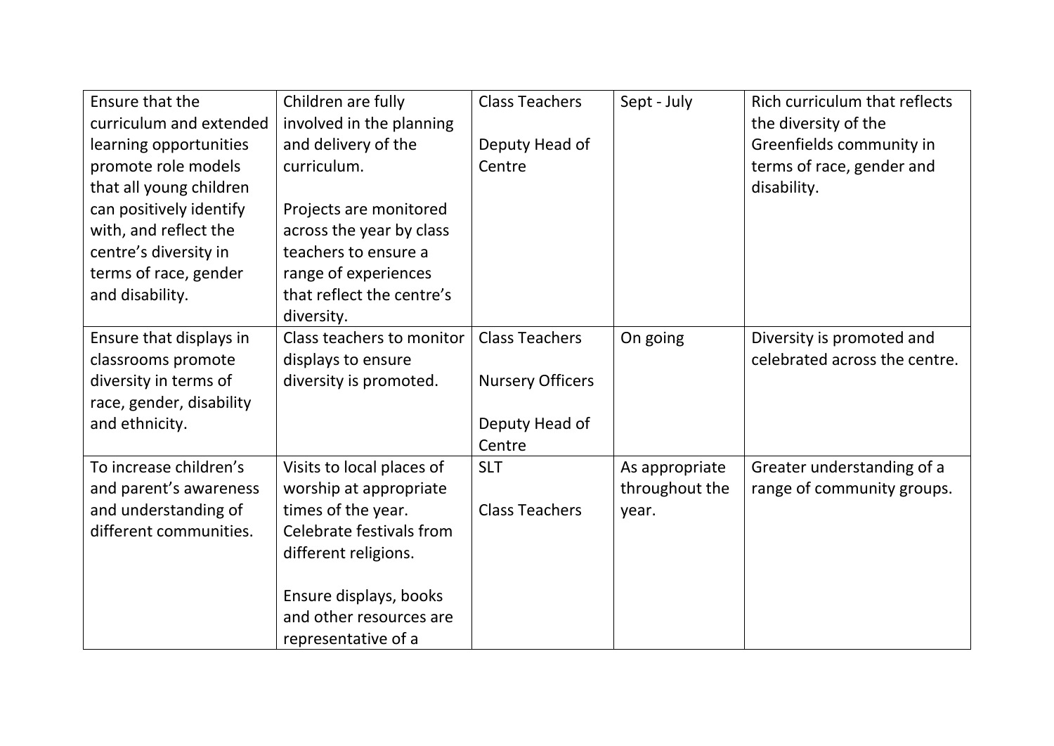| | | | | |
|---|---|---|---|---|
| Ensure that the curriculum and extended learning opportunities promote role models that all young children can positively identify with, and reflect the centre's diversity in terms of race, gender and disability. | Children are fully involved in the planning and delivery of the curriculum.<br><br>Projects are monitored across the year by class teachers to ensure a range of experiences that reflect the centre's diversity. | Class Teachers<br><br>Deputy Head of Centre | Sept - July | Rich curriculum that reflects the diversity of the Greenfields community in terms of race, gender and disability. |
| Ensure that displays in classrooms promote diversity in terms of race, gender, disability and ethnicity. | Class teachers to monitor displays to ensure diversity is promoted. | Class Teachers<br><br>Nursery Officers<br><br>Deputy Head of Centre | On going | Diversity is promoted and celebrated across the centre. |
| To increase children's and parent's awareness and understanding of different communities. | Visits to local places of worship at appropriate times of the year. Celebrate festivals from different religions.<br><br>Ensure displays, books and other resources are representative of a | SLT<br><br>Class Teachers | As appropriate throughout the year. | Greater understanding of a range of community groups. |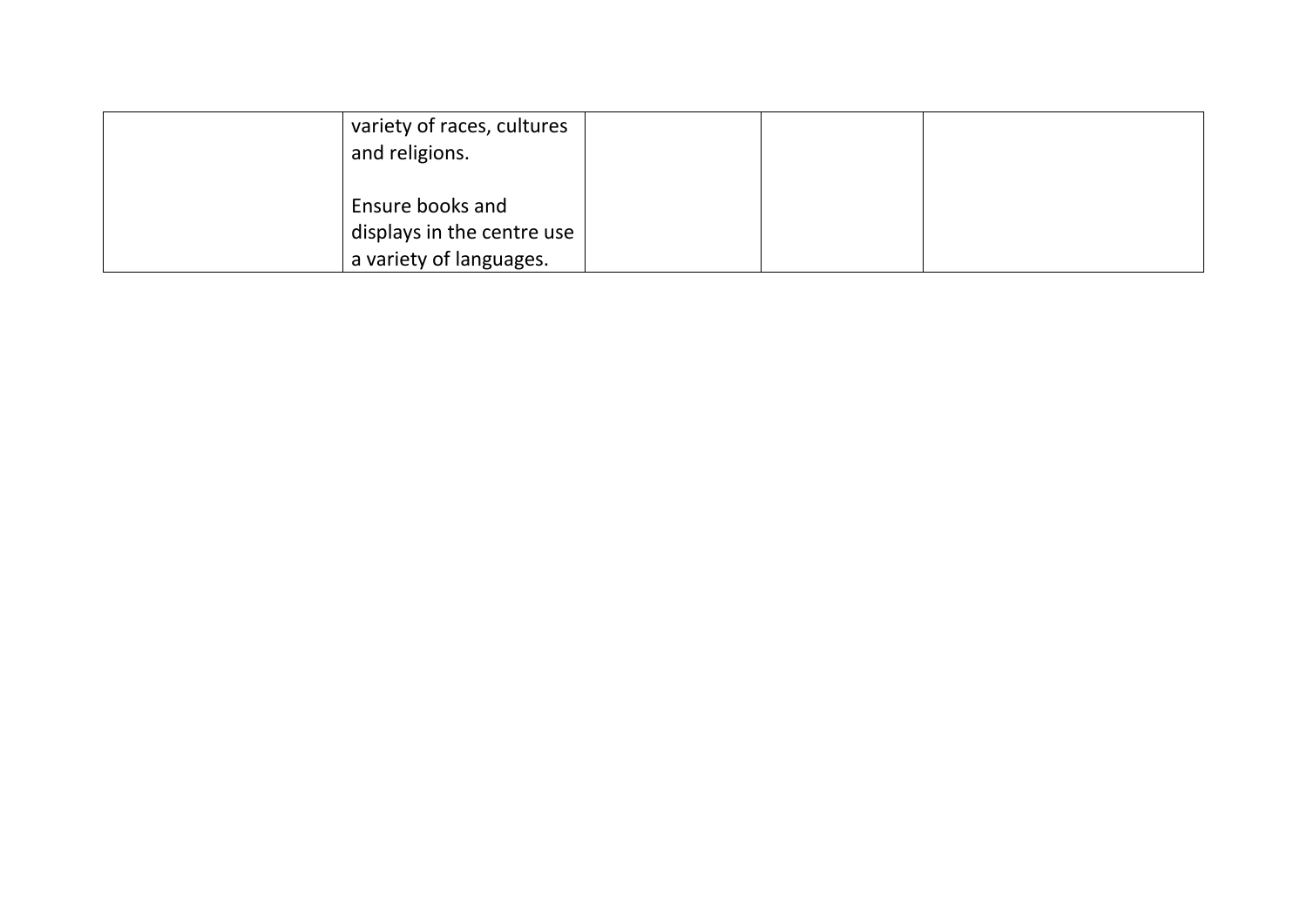| | | | | |
|---|---|---|---|---|
| | variety of races, cultures and religions.<br><br>Ensure books and displays in the centre use a variety of languages. | | | |